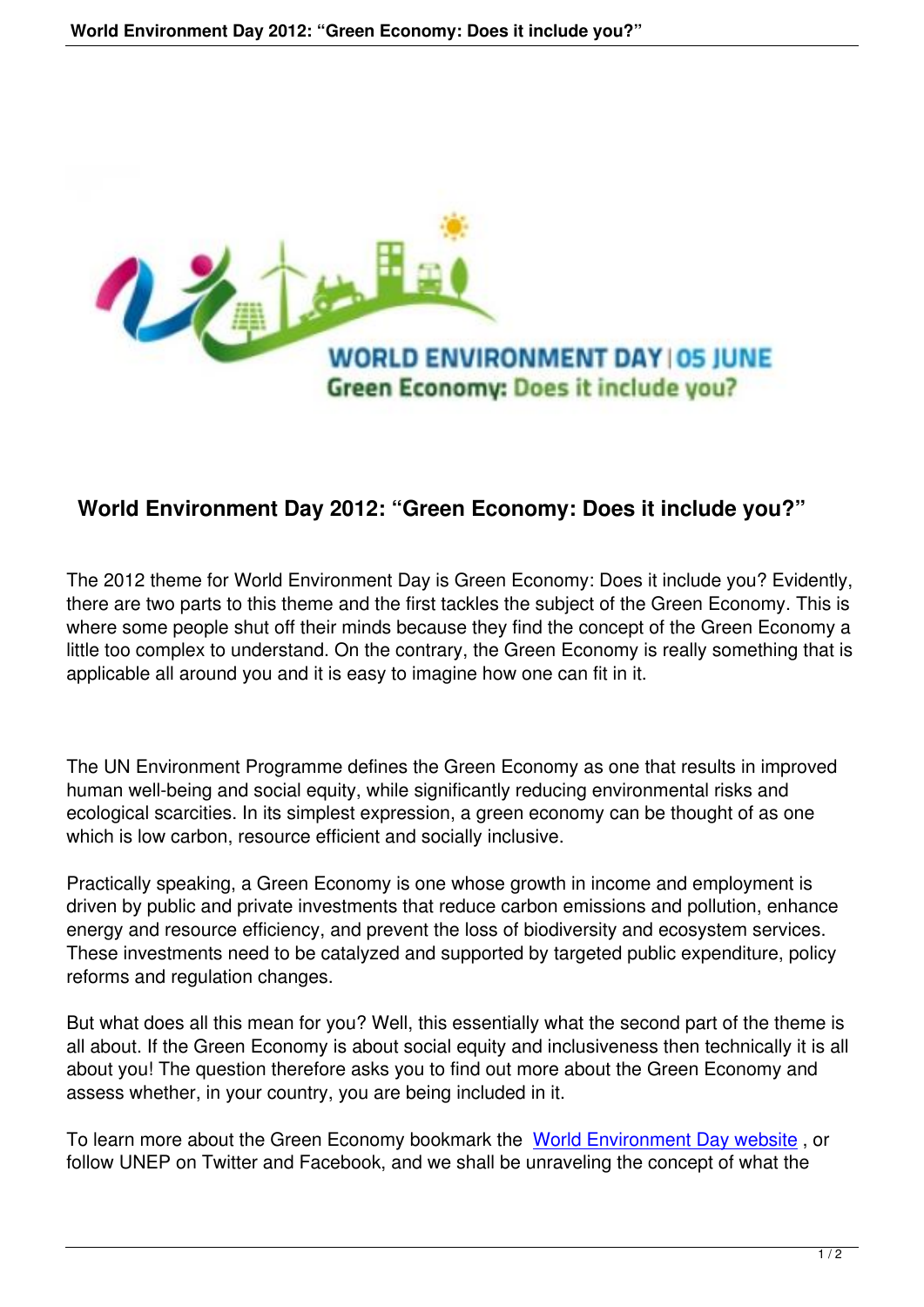# World Environment Day 2012: “Green Economy: Does it include you?”

The 2012 theme for World Environment Day is Green Economy: Does it include you? Evidently, there are two parts to this theme and the first tackles the subject of the Green Economy. This is where some people shut off their minds because they find the concept of the Green Economy a little too complex to understand. On the contrary, the Green Economy is really something that is applicable all around you and it is easy to imagine how one can fit in it.

The UN Environment Programme defines the Green Economy as one that results in improved human well-being and social equity, while significantly reducing environmental risks and ecological scarcities. In its simplest expression, a green economy can be thought of as one which is low carbon, resource efficient and socially inclusive.

Practically speaking, a Green Economy is one whose growth in income and employment is driven by public and private investments that reduce carbon emissions and pollution, enhance energy and resource efficiency, and prevent the loss of biodiversity and ecosystem services. These investments need to be catalyzed and supported by targeted public expenditure, policy reforms and regulation changes.

But what does all this mean for you? Well, this essentially what the second part of the theme is all about. If the Green Economy is about social equity and inclusiveness then technically it is all about you! The question therefore asks you to find out more about the Green Economy and assess whether, in your country, you are being included in it.

To learn more about the Green Economy bookmark the World Environment Day website , or follow UNEP on Twitter and Facebook, and we shall be unraveling the concept of what the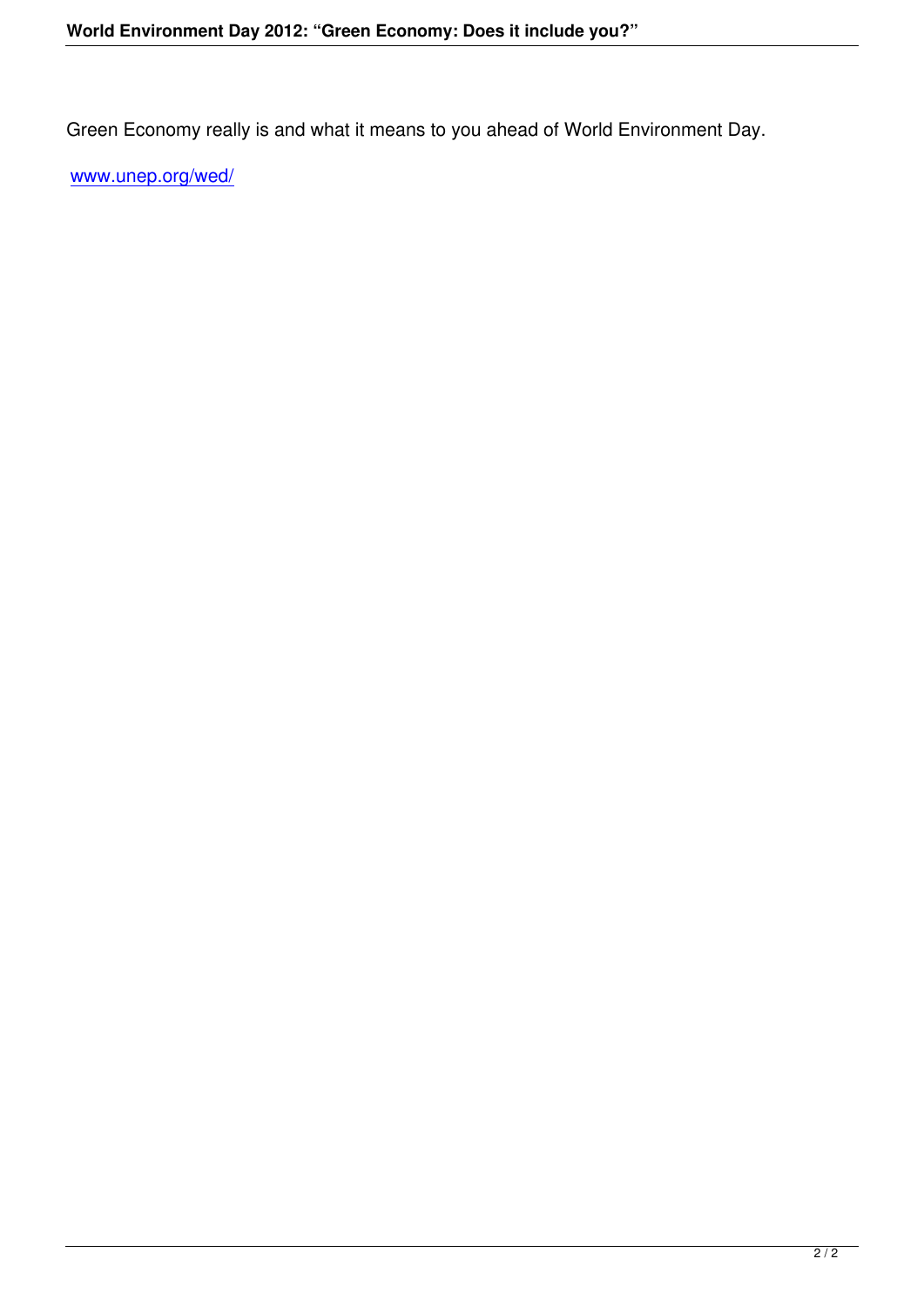Green Economy really is and what it means to you ahead of World Environment Day.

www.unep.org/wed/